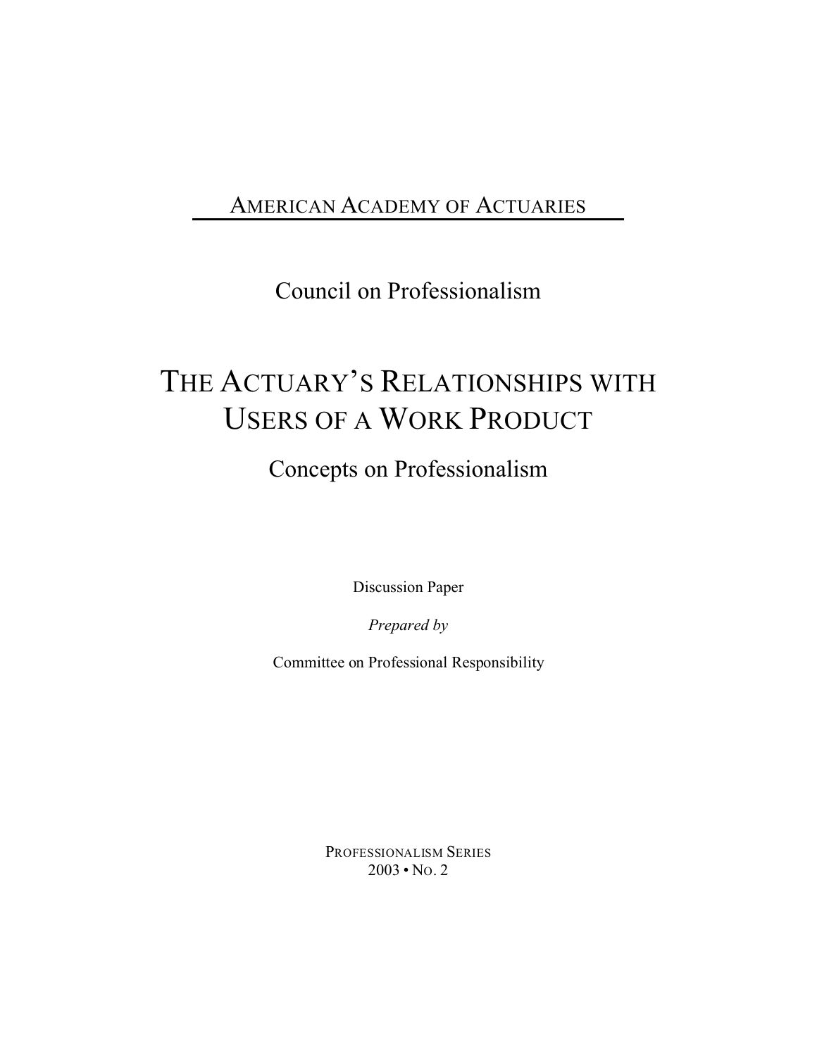AMERICAN ACADEMY OF ACTUARIES

Council on Professionalism

# THE ACTUARY'S RELATIONSHIPS WITH USERS OF A WORK PRODUCT

## Concepts on Professionalism

Discussion Paper

*Prepared by*

Committee on Professional Responsibility

PROFESSIONALISM SERIES
2003 • NO. 2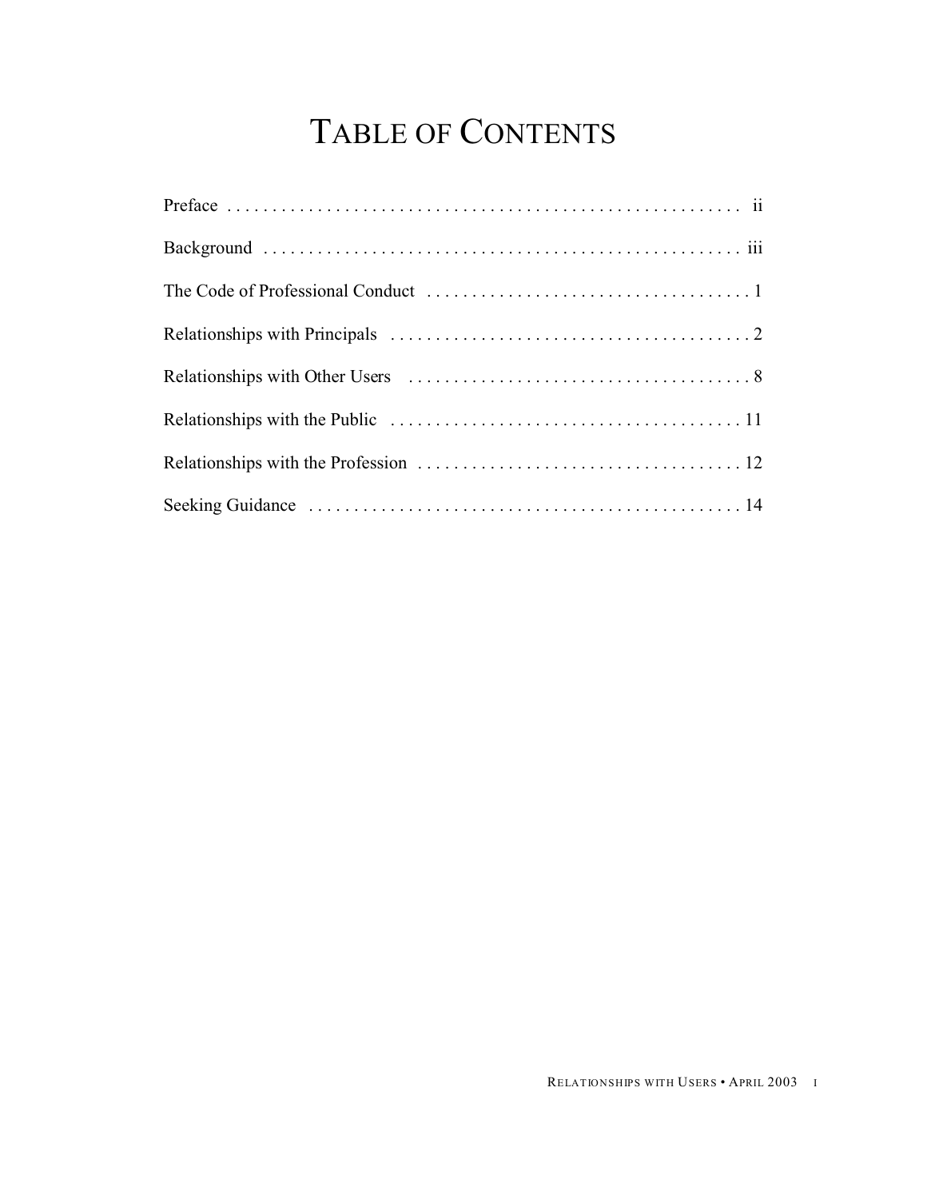# TABLE OF CONTENTS

| | |
|---|---|
| Preface | ii |
| Background | iii |
| The Code of Professional Conduct | 1 |
| Relationships with Principals | 2 |
| Relationships with Other Users | 8 |
| Relationships with the Public | 11 |
| Relationships with the Profession | 12 |
| Seeking Guidance | 14 |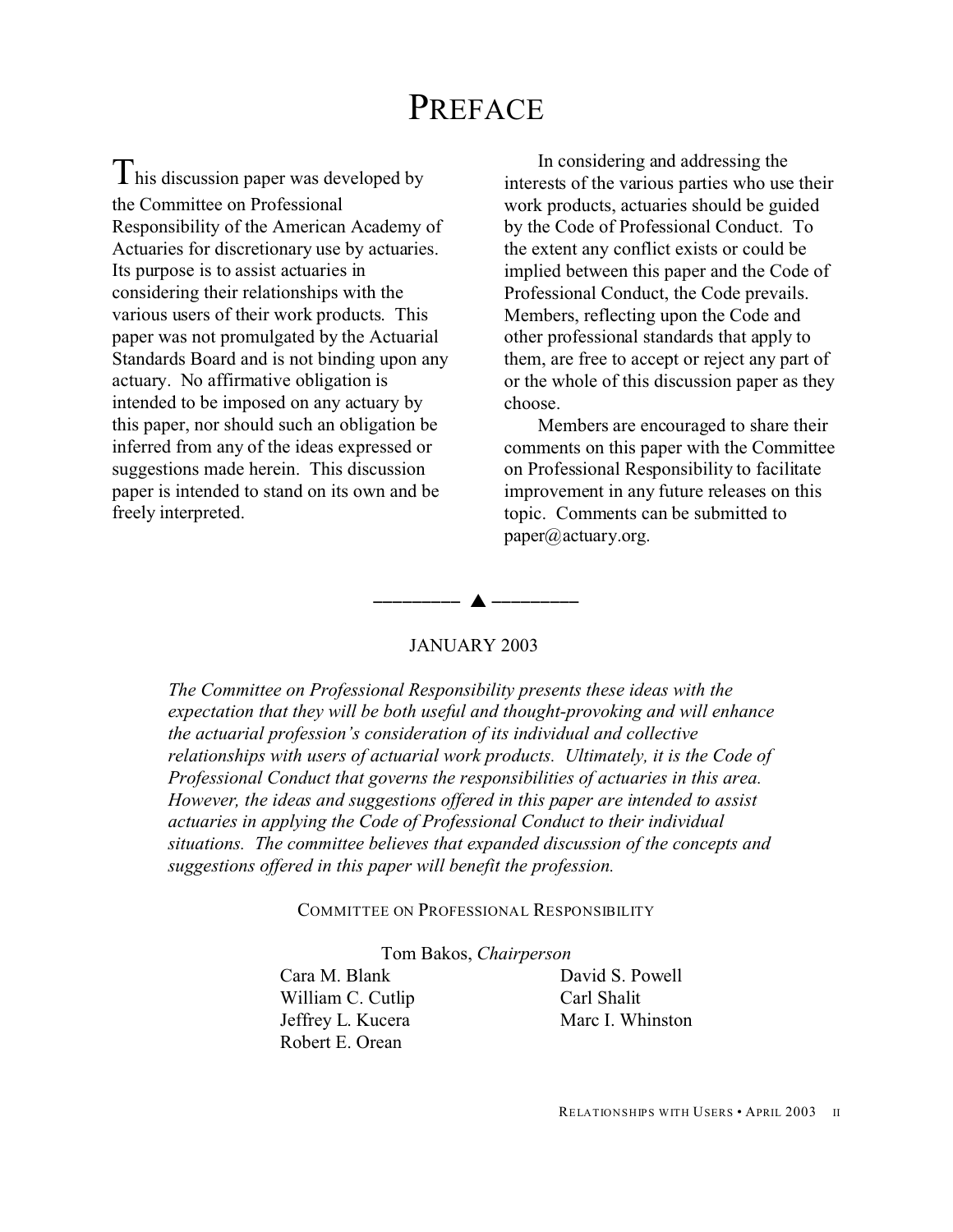# PREFACE

This discussion paper was developed by the Committee on Professional Responsibility of the American Academy of Actuaries for discretionary use by actuaries. Its purpose is to assist actuaries in considering their relationships with the various users of their work products. This paper was not promulgated by the Actuarial Standards Board and is not binding upon any actuary. No affirmative obligation is intended to be imposed on any actuary by this paper, nor should such an obligation be inferred from any of the ideas expressed or suggestions made herein. This discussion paper is intended to stand on its own and be freely interpreted.

In considering and addressing the interests of the various parties who use their work products, actuaries should be guided by the Code of Professional Conduct. To the extent any conflict exists or could be implied between this paper and the Code of Professional Conduct, the Code prevails. Members, reflecting upon the Code and other professional standards that apply to them, are free to accept or reject any part of or the whole of this discussion paper as they choose.

Members are encouraged to share their comments on this paper with the Committee on Professional Responsibility to facilitate improvement in any future releases on this topic. Comments can be submitted to paper@actuary.org.

———— ▲ ————

JANUARY 2003

*The Committee on Professional Responsibility presents these ideas with the expectation that they will be both useful and thought-provoking and will enhance the actuarial profession's consideration of its individual and collective relationships with users of actuarial work products. Ultimately, it is the Code of Professional Conduct that governs the responsibilities of actuaries in this area. However, the ideas and suggestions offered in this paper are intended to assist actuaries in applying the Code of Professional Conduct to their individual situations. The committee believes that expanded discussion of the concepts and suggestions offered in this paper will benefit the profession.*

COMMITTEE ON PROFESSIONAL RESPONSIBILITY

Tom Bakos, *Chairperson*

Cara M. Blank
William C. Cutlip
Jeffrey L. Kucera
Robert E. Orean
David S. Powell
Carl Shalit
Marc I. Whinston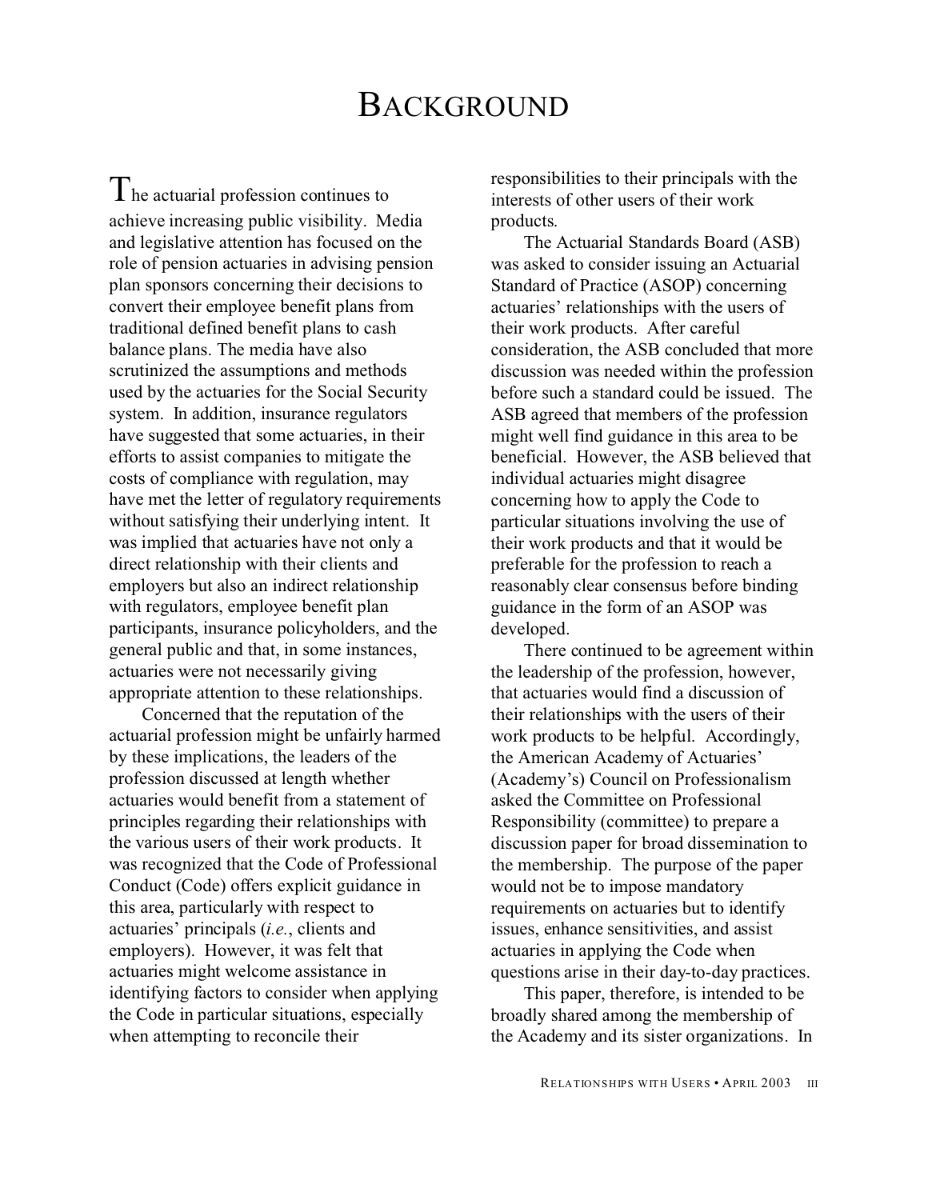# BACKGROUND

The actuarial profession continues to achieve increasing public visibility. Media and legislative attention has focused on the role of pension actuaries in advising pension plan sponsors concerning their decisions to convert their employee benefit plans from traditional defined benefit plans to cash balance plans. The media have also scrutinized the assumptions and methods used by the actuaries for the Social Security system. In addition, insurance regulators have suggested that some actuaries, in their efforts to assist companies to mitigate the costs of compliance with regulation, may have met the letter of regulatory requirements without satisfying their underlying intent. It was implied that actuaries have not only a direct relationship with their clients and employers but also an indirect relationship with regulators, employee benefit plan participants, insurance policyholders, and the general public and that, in some instances, actuaries were not necessarily giving appropriate attention to these relationships.

Concerned that the reputation of the actuarial profession might be unfairly harmed by these implications, the leaders of the profession discussed at length whether actuaries would benefit from a statement of principles regarding their relationships with the various users of their work products. It was recognized that the Code of Professional Conduct (Code) offers explicit guidance in this area, particularly with respect to actuaries' principals (*i.e.*, clients and employers). However, it was felt that actuaries might welcome assistance in identifying factors to consider when applying the Code in particular situations, especially when attempting to reconcile their responsibilities to their principals with the interests of other users of their work products.

The Actuarial Standards Board (ASB) was asked to consider issuing an Actuarial Standard of Practice (ASOP) concerning actuaries' relationships with the users of their work products. After careful consideration, the ASB concluded that more discussion was needed within the profession before such a standard could be issued. The ASB agreed that members of the profession might well find guidance in this area to be beneficial. However, the ASB believed that individual actuaries might disagree concerning how to apply the Code to particular situations involving the use of their work products and that it would be preferable for the profession to reach a reasonably clear consensus before binding guidance in the form of an ASOP was developed.

There continued to be agreement within the leadership of the profession, however, that actuaries would find a discussion of their relationships with the users of their work products to be helpful. Accordingly, the American Academy of Actuaries' (Academy's) Council on Professionalism asked the Committee on Professional Responsibility (committee) to prepare a discussion paper for broad dissemination to the membership. The purpose of the paper would not be to impose mandatory requirements on actuaries but to identify issues, enhance sensitivities, and assist actuaries in applying the Code when questions arise in their day-to-day practices.

This paper, therefore, is intended to be broadly shared among the membership of the Academy and its sister organizations. In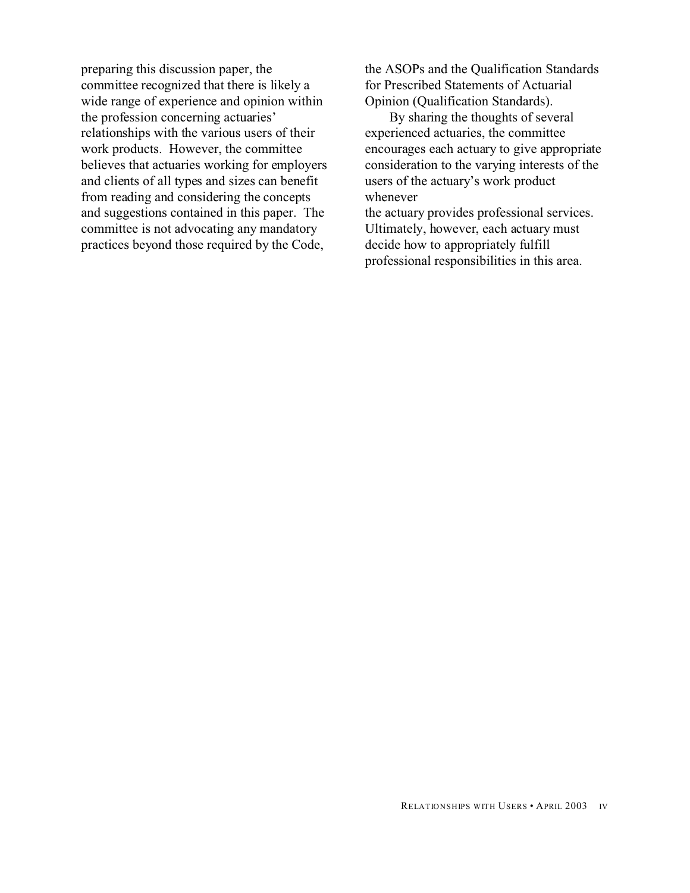preparing this discussion paper, the committee recognized that there is likely a wide range of experience and opinion within the profession concerning actuaries' relationships with the various users of their work products. However, the committee believes that actuaries working for employers and clients of all types and sizes can benefit from reading and considering the concepts and suggestions contained in this paper. The committee is not advocating any mandatory practices beyond those required by the Code, the ASOPs and the Qualification Standards for Prescribed Statements of Actuarial Opinion (Qualification Standards).

By sharing the thoughts of several experienced actuaries, the committee encourages each actuary to give appropriate consideration to the varying interests of the users of the actuary's work product whenever the actuary provides professional services. Ultimately, however, each actuary must decide how to appropriately fulfill professional responsibilities in this area.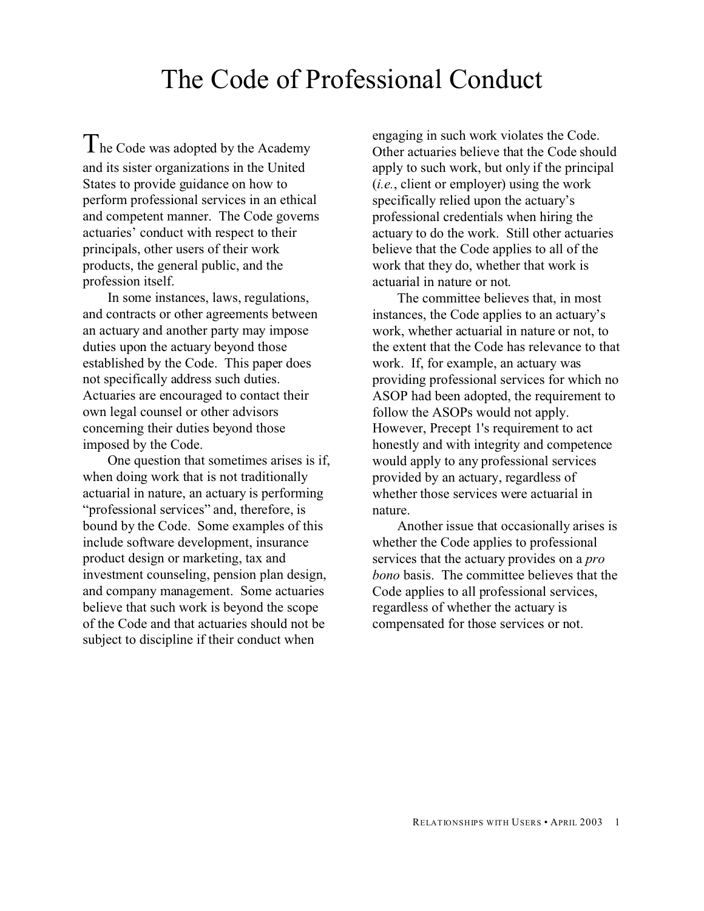# The Code of Professional Conduct

The Code was adopted by the Academy and its sister organizations in the United States to provide guidance on how to perform professional services in an ethical and competent manner. The Code governs actuaries' conduct with respect to their principals, other users of their work products, the general public, and the profession itself.

In some instances, laws, regulations, and contracts or other agreements between an actuary and another party may impose duties upon the actuary beyond those established by the Code. This paper does not specifically address such duties. Actuaries are encouraged to contact their own legal counsel or other advisors concerning their duties beyond those imposed by the Code.

One question that sometimes arises is if, when doing work that is not traditionally actuarial in nature, an actuary is performing "professional services" and, therefore, is bound by the Code. Some examples of this include software development, insurance product design or marketing, tax and investment counseling, pension plan design, and company management. Some actuaries believe that such work is beyond the scope of the Code and that actuaries should not be subject to discipline if their conduct when engaging in such work violates the Code. Other actuaries believe that the Code should apply to such work, but only if the principal (*i.e.*, client or employer) using the work specifically relied upon the actuary's professional credentials when hiring the actuary to do the work. Still other actuaries believe that the Code applies to all of the work that they do, whether that work is actuarial in nature or not.

The committee believes that, in most instances, the Code applies to an actuary's work, whether actuarial in nature or not, to the extent that the Code has relevance to that work. If, for example, an actuary was providing professional services for which no ASOP had been adopted, the requirement to follow the ASOPs would not apply. However, Precept 1's requirement to act honestly and with integrity and competence would apply to any professional services provided by an actuary, regardless of whether those services were actuarial in nature.

Another issue that occasionally arises is whether the Code applies to professional services that the actuary provides on a *pro bono* basis. The committee believes that the Code applies to all professional services, regardless of whether the actuary is compensated for those services or not.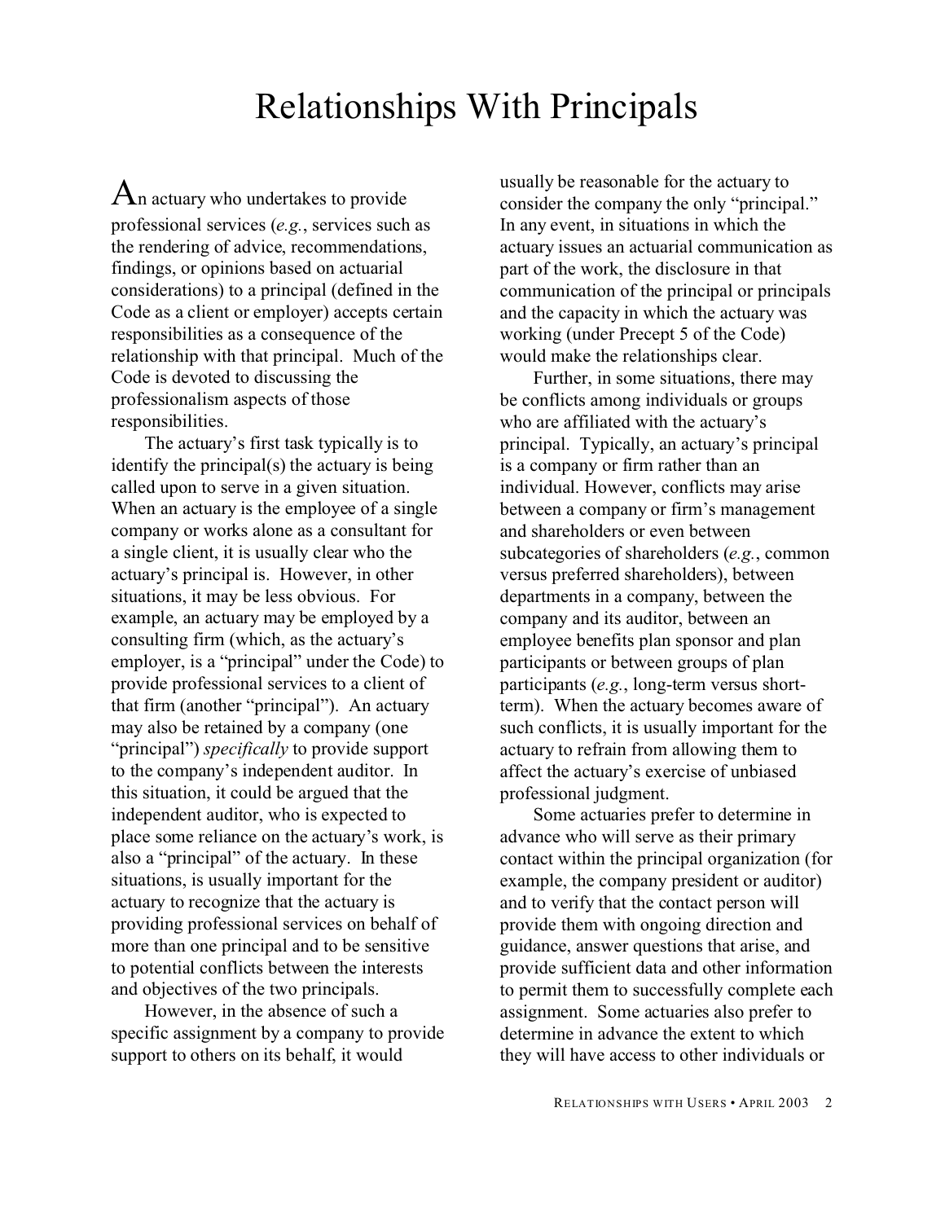# Relationships With Principals

An actuary who undertakes to provide professional services (*e.g.*, services such as the rendering of advice, recommendations, findings, or opinions based on actuarial considerations) to a principal (defined in the Code as a client or employer) accepts certain responsibilities as a consequence of the relationship with that principal. Much of the Code is devoted to discussing the professionalism aspects of those responsibilities.

The actuary's first task typically is to identify the principal(s) the actuary is being called upon to serve in a given situation. When an actuary is the employee of a single company or works alone as a consultant for a single client, it is usually clear who the actuary's principal is. However, in other situations, it may be less obvious. For example, an actuary may be employed by a consulting firm (which, as the actuary's employer, is a "principal" under the Code) to provide professional services to a client of that firm (another "principal"). An actuary may also be retained by a company (one "principal") *specifically* to provide support to the company's independent auditor. In this situation, it could be argued that the independent auditor, who is expected to place some reliance on the actuary's work, is also a "principal" of the actuary. In these situations, is usually important for the actuary to recognize that the actuary is providing professional services on behalf of more than one principal and to be sensitive to potential conflicts between the interests and objectives of the two principals.

However, in the absence of such a specific assignment by a company to provide support to others on its behalf, it would usually be reasonable for the actuary to consider the company the only "principal." In any event, in situations in which the actuary issues an actuarial communication as part of the work, the disclosure in that communication of the principal or principals and the capacity in which the actuary was working (under Precept 5 of the Code) would make the relationships clear.

Further, in some situations, there may be conflicts among individuals or groups who are affiliated with the actuary's principal. Typically, an actuary's principal is a company or firm rather than an individual. However, conflicts may arise between a company or firm's management and shareholders or even between subcategories of shareholders (*e.g.*, common versus preferred shareholders), between departments in a company, between the company and its auditor, between an employee benefits plan sponsor and plan participants or between groups of plan participants (*e.g.*, long-term versus short-term). When the actuary becomes aware of such conflicts, it is usually important for the actuary to refrain from allowing them to affect the actuary's exercise of unbiased professional judgment.

Some actuaries prefer to determine in advance who will serve as their primary contact within the principal organization (for example, the company president or auditor) and to verify that the contact person will provide them with ongoing direction and guidance, answer questions that arise, and provide sufficient data and other information to permit them to successfully complete each assignment. Some actuaries also prefer to determine in advance the extent to which they will have access to other individuals or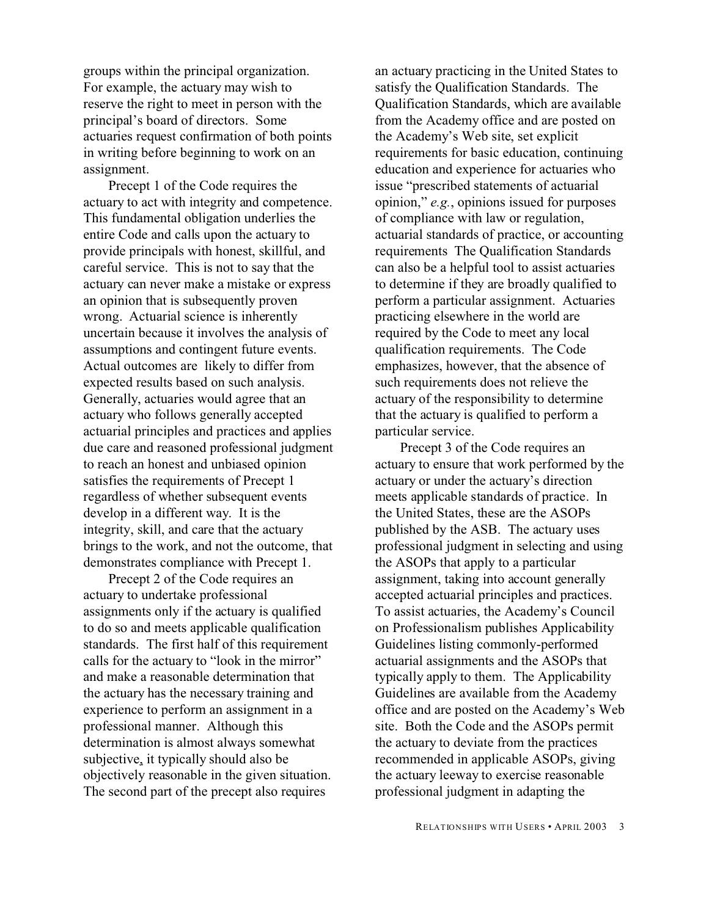groups within the principal organization. For example, the actuary may wish to reserve the right to meet in person with the principal's board of directors. Some actuaries request confirmation of both points in writing before beginning to work on an assignment.

Precept 1 of the Code requires the actuary to act with integrity and competence. This fundamental obligation underlies the entire Code and calls upon the actuary to provide principals with honest, skillful, and careful service. This is not to say that the actuary can never make a mistake or express an opinion that is subsequently proven wrong. Actuarial science is inherently uncertain because it involves the analysis of assumptions and contingent future events. Actual outcomes are likely to differ from expected results based on such analysis. Generally, actuaries would agree that an actuary who follows generally accepted actuarial principles and practices and applies due care and reasoned professional judgment to reach an honest and unbiased opinion satisfies the requirements of Precept 1 regardless of whether subsequent events develop in a different way. It is the integrity, skill, and care that the actuary brings to the work, and not the outcome, that demonstrates compliance with Precept 1.

Precept 2 of the Code requires an actuary to undertake professional assignments only if the actuary is qualified to do so and meets applicable qualification standards. The first half of this requirement calls for the actuary to "look in the mirror" and make a reasonable determination that the actuary has the necessary training and experience to perform an assignment in a professional manner. Although this determination is almost always somewhat subjective, it typically should also be objectively reasonable in the given situation. The second part of the precept also requires an actuary practicing in the United States to satisfy the Qualification Standards. The Qualification Standards, which are available from the Academy office and are posted on the Academy's Web site, set explicit requirements for basic education, continuing education and experience for actuaries who issue "prescribed statements of actuarial opinion," *e.g.*, opinions issued for purposes of compliance with law or regulation, actuarial standards of practice, or accounting requirements The Qualification Standards can also be a helpful tool to assist actuaries to determine if they are broadly qualified to perform a particular assignment. Actuaries practicing elsewhere in the world are required by the Code to meet any local qualification requirements. The Code emphasizes, however, that the absence of such requirements does not relieve the actuary of the responsibility to determine that the actuary is qualified to perform a particular service.

Precept 3 of the Code requires an actuary to ensure that work performed by the actuary or under the actuary's direction meets applicable standards of practice. In the United States, these are the ASOPs published by the ASB. The actuary uses professional judgment in selecting and using the ASOPs that apply to a particular assignment, taking into account generally accepted actuarial principles and practices. To assist actuaries, the Academy's Council on Professionalism publishes Applicability Guidelines listing commonly-performed actuarial assignments and the ASOPs that typically apply to them. The Applicability Guidelines are available from the Academy office and are posted on the Academy's Web site. Both the Code and the ASOPs permit the actuary to deviate from the practices recommended in applicable ASOPs, giving the actuary leeway to exercise reasonable professional judgment in adapting the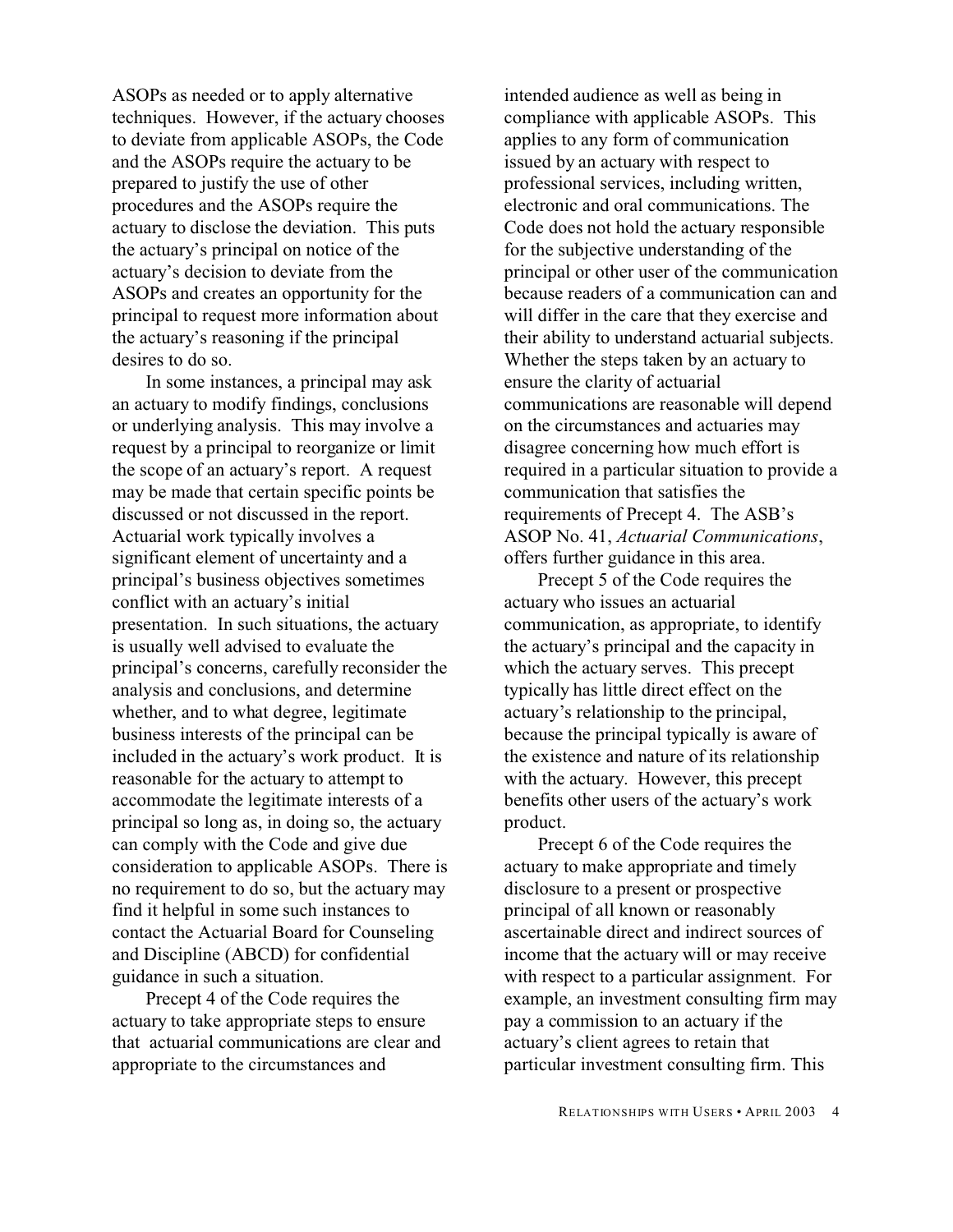ASOPs as needed or to apply alternative techniques. However, if the actuary chooses to deviate from applicable ASOPs, the Code and the ASOPs require the actuary to be prepared to justify the use of other procedures and the ASOPs require the actuary to disclose the deviation. This puts the actuary's principal on notice of the actuary's decision to deviate from the ASOPs and creates an opportunity for the principal to request more information about the actuary's reasoning if the principal desires to do so.

In some instances, a principal may ask an actuary to modify findings, conclusions or underlying analysis. This may involve a request by a principal to reorganize or limit the scope of an actuary's report. A request may be made that certain specific points be discussed or not discussed in the report. Actuarial work typically involves a significant element of uncertainty and a principal's business objectives sometimes conflict with an actuary's initial presentation. In such situations, the actuary is usually well advised to evaluate the principal's concerns, carefully reconsider the analysis and conclusions, and determine whether, and to what degree, legitimate business interests of the principal can be included in the actuary's work product. It is reasonable for the actuary to attempt to accommodate the legitimate interests of a principal so long as, in doing so, the actuary can comply with the Code and give due consideration to applicable ASOPs. There is no requirement to do so, but the actuary may find it helpful in some such instances to contact the Actuarial Board for Counseling and Discipline (ABCD) for confidential guidance in such a situation.

Precept 4 of the Code requires the actuary to take appropriate steps to ensure that actuarial communications are clear and appropriate to the circumstances and intended audience as well as being in compliance with applicable ASOPs. This applies to any form of communication issued by an actuary with respect to professional services, including written, electronic and oral communications. The Code does not hold the actuary responsible for the subjective understanding of the principal or other user of the communication because readers of a communication can and will differ in the care that they exercise and their ability to understand actuarial subjects. Whether the steps taken by an actuary to ensure the clarity of actuarial communications are reasonable will depend on the circumstances and actuaries may disagree concerning how much effort is required in a particular situation to provide a communication that satisfies the requirements of Precept 4. The ASB's ASOP No. 41, *Actuarial Communications*, offers further guidance in this area.

Precept 5 of the Code requires the actuary who issues an actuarial communication, as appropriate, to identify the actuary's principal and the capacity in which the actuary serves. This precept typically has little direct effect on the actuary's relationship to the principal, because the principal typically is aware of the existence and nature of its relationship with the actuary. However, this precept benefits other users of the actuary's work product.

Precept 6 of the Code requires the actuary to make appropriate and timely disclosure to a present or prospective principal of all known or reasonably ascertainable direct and indirect sources of income that the actuary will or may receive with respect to a particular assignment. For example, an investment consulting firm may pay a commission to an actuary if the actuary's client agrees to retain that particular investment consulting firm. This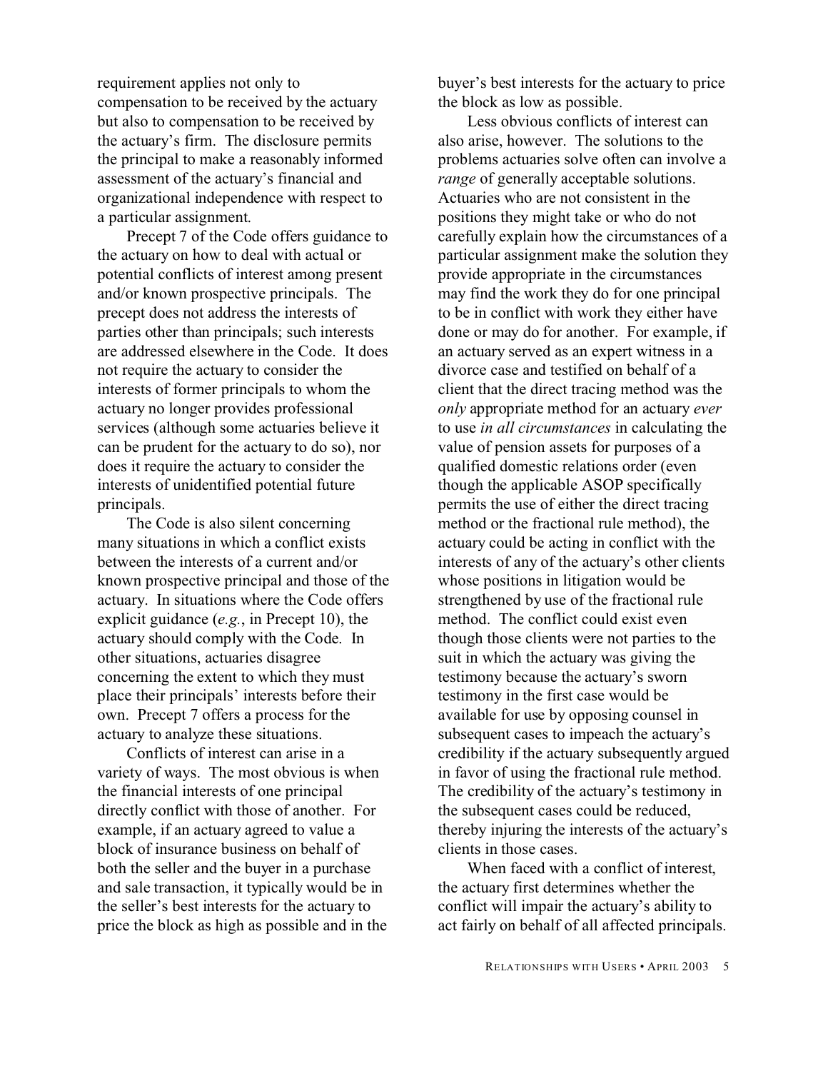requirement applies not only to compensation to be received by the actuary but also to compensation to be received by the actuary's firm. The disclosure permits the principal to make a reasonably informed assessment of the actuary's financial and organizational independence with respect to a particular assignment.

Precept 7 of the Code offers guidance to the actuary on how to deal with actual or potential conflicts of interest among present and/or known prospective principals. The precept does not address the interests of parties other than principals; such interests are addressed elsewhere in the Code. It does not require the actuary to consider the interests of former principals to whom the actuary no longer provides professional services (although some actuaries believe it can be prudent for the actuary to do so), nor does it require the actuary to consider the interests of unidentified potential future principals.

The Code is also silent concerning many situations in which a conflict exists between the interests of a current and/or known prospective principal and those of the actuary. In situations where the Code offers explicit guidance (*e.g.*, in Precept 10), the actuary should comply with the Code. In other situations, actuaries disagree concerning the extent to which they must place their principals' interests before their own. Precept 7 offers a process for the actuary to analyze these situations.

Conflicts of interest can arise in a variety of ways. The most obvious is when the financial interests of one principal directly conflict with those of another. For example, if an actuary agreed to value a block of insurance business on behalf of both the seller and the buyer in a purchase and sale transaction, it typically would be in the seller's best interests for the actuary to price the block as high as possible and in the buyer's best interests for the actuary to price the block as low as possible.

Less obvious conflicts of interest can also arise, however. The solutions to the problems actuaries solve often can involve a *range* of generally acceptable solutions. Actuaries who are not consistent in the positions they might take or who do not carefully explain how the circumstances of a particular assignment make the solution they provide appropriate in the circumstances may find the work they do for one principal to be in conflict with work they either have done or may do for another. For example, if an actuary served as an expert witness in a divorce case and testified on behalf of a client that the direct tracing method was the *only* appropriate method for an actuary *ever* to use *in all circumstances* in calculating the value of pension assets for purposes of a qualified domestic relations order (even though the applicable ASOP specifically permits the use of either the direct tracing method or the fractional rule method), the actuary could be acting in conflict with the interests of any of the actuary's other clients whose positions in litigation would be strengthened by use of the fractional rule method. The conflict could exist even though those clients were not parties to the suit in which the actuary was giving the testimony because the actuary's sworn testimony in the first case would be available for use by opposing counsel in subsequent cases to impeach the actuary's credibility if the actuary subsequently argued in favor of using the fractional rule method. The credibility of the actuary's testimony in the subsequent cases could be reduced, thereby injuring the interests of the actuary's clients in those cases.

When faced with a conflict of interest, the actuary first determines whether the conflict will impair the actuary's ability to act fairly on behalf of all affected principals.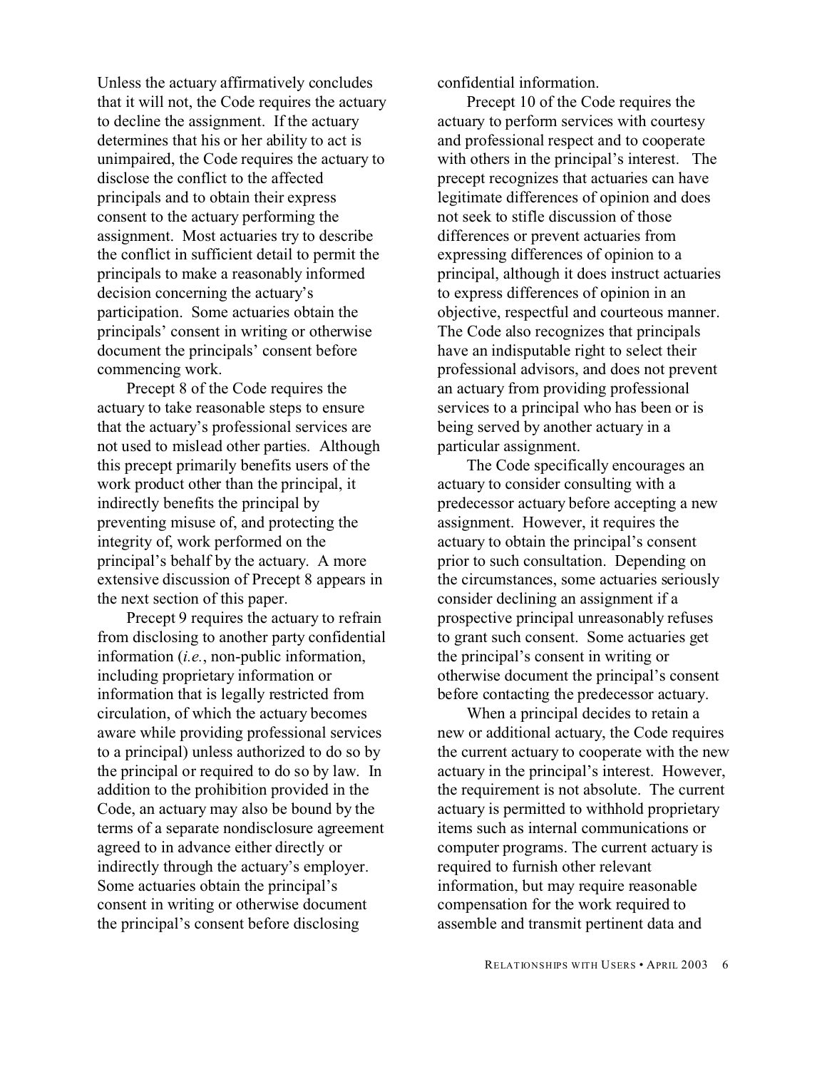Unless the actuary affirmatively concludes that it will not, the Code requires the actuary to decline the assignment. If the actuary determines that his or her ability to act is unimpaired, the Code requires the actuary to disclose the conflict to the affected principals and to obtain their express consent to the actuary performing the assignment. Most actuaries try to describe the conflict in sufficient detail to permit the principals to make a reasonably informed decision concerning the actuary's participation. Some actuaries obtain the principals' consent in writing or otherwise document the principals' consent before commencing work.

Precept 8 of the Code requires the actuary to take reasonable steps to ensure that the actuary's professional services are not used to mislead other parties. Although this precept primarily benefits users of the work product other than the principal, it indirectly benefits the principal by preventing misuse of, and protecting the integrity of, work performed on the principal's behalf by the actuary. A more extensive discussion of Precept 8 appears in the next section of this paper.

Precept 9 requires the actuary to refrain from disclosing to another party confidential information (*i.e.*, non-public information, including proprietary information or information that is legally restricted from circulation, of which the actuary becomes aware while providing professional services to a principal) unless authorized to do so by the principal or required to do so by law. In addition to the prohibition provided in the Code, an actuary may also be bound by the terms of a separate nondisclosure agreement agreed to in advance either directly or indirectly through the actuary's employer. Some actuaries obtain the principal's consent in writing or otherwise document the principal's consent before disclosing confidential information.

Precept 10 of the Code requires the actuary to perform services with courtesy and professional respect and to cooperate with others in the principal's interest. The precept recognizes that actuaries can have legitimate differences of opinion and does not seek to stifle discussion of those differences or prevent actuaries from expressing differences of opinion to a principal, although it does instruct actuaries to express differences of opinion in an objective, respectful and courteous manner. The Code also recognizes that principals have an indisputable right to select their professional advisors, and does not prevent an actuary from providing professional services to a principal who has been or is being served by another actuary in a particular assignment.

The Code specifically encourages an actuary to consider consulting with a predecessor actuary before accepting a new assignment. However, it requires the actuary to obtain the principal's consent prior to such consultation. Depending on the circumstances, some actuaries seriously consider declining an assignment if a prospective principal unreasonably refuses to grant such consent. Some actuaries get the principal's consent in writing or otherwise document the principal's consent before contacting the predecessor actuary.

When a principal decides to retain a new or additional actuary, the Code requires the current actuary to cooperate with the new actuary in the principal's interest. However, the requirement is not absolute. The current actuary is permitted to withhold proprietary items such as internal communications or computer programs. The current actuary is required to furnish other relevant information, but may require reasonable compensation for the work required to assemble and transmit pertinent data and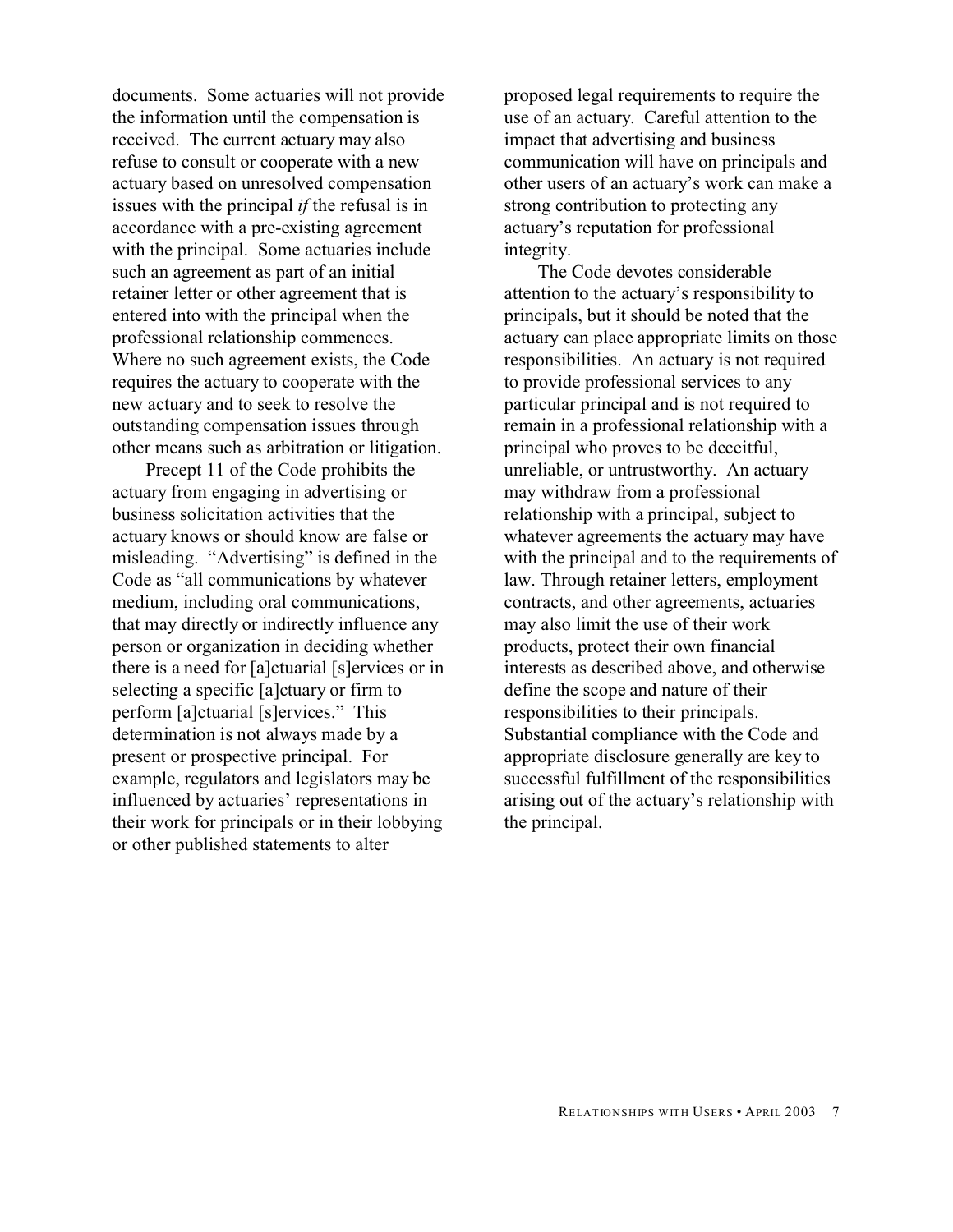documents. Some actuaries will not provide the information until the compensation is received. The current actuary may also refuse to consult or cooperate with a new actuary based on unresolved compensation issues with the principal *if* the refusal is in accordance with a pre-existing agreement with the principal. Some actuaries include such an agreement as part of an initial retainer letter or other agreement that is entered into with the principal when the professional relationship commences. Where no such agreement exists, the Code requires the actuary to cooperate with the new actuary and to seek to resolve the outstanding compensation issues through other means such as arbitration or litigation.

Precept 11 of the Code prohibits the actuary from engaging in advertising or business solicitation activities that the actuary knows or should know are false or misleading. "Advertising" is defined in the Code as "all communications by whatever medium, including oral communications, that may directly or indirectly influence any person or organization in deciding whether there is a need for [a]ctuarial [s]ervices or in selecting a specific [a]ctuary or firm to perform [a]ctuarial [s]ervices." This determination is not always made by a present or prospective principal. For example, regulators and legislators may be influenced by actuaries' representations in their work for principals or in their lobbying or other published statements to alter proposed legal requirements to require the use of an actuary. Careful attention to the impact that advertising and business communication will have on principals and other users of an actuary's work can make a strong contribution to protecting any actuary's reputation for professional integrity.

The Code devotes considerable attention to the actuary's responsibility to principals, but it should be noted that the actuary can place appropriate limits on those responsibilities. An actuary is not required to provide professional services to any particular principal and is not required to remain in a professional relationship with a principal who proves to be deceitful, unreliable, or untrustworthy. An actuary may withdraw from a professional relationship with a principal, subject to whatever agreements the actuary may have with the principal and to the requirements of law. Through retainer letters, employment contracts, and other agreements, actuaries may also limit the use of their work products, protect their own financial interests as described above, and otherwise define the scope and nature of their responsibilities to their principals. Substantial compliance with the Code and appropriate disclosure generally are key to successful fulfillment of the responsibilities arising out of the actuary's relationship with the principal.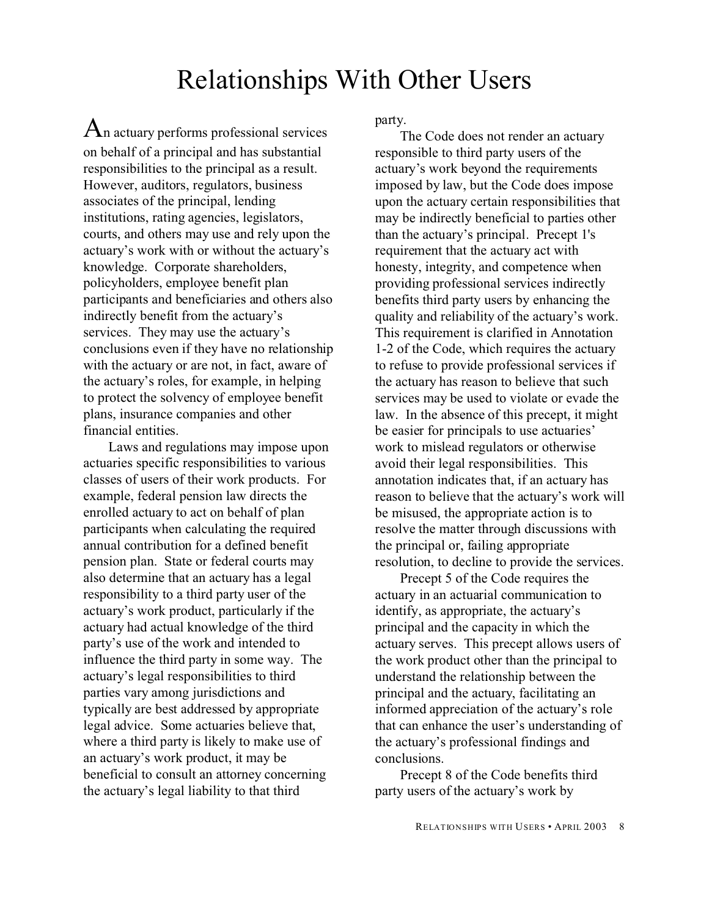# Relationships With Other Users

An actuary performs professional services on behalf of a principal and has substantial responsibilities to the principal as a result. However, auditors, regulators, business associates of the principal, lending institutions, rating agencies, legislators, courts, and others may use and rely upon the actuary's work with or without the actuary's knowledge. Corporate shareholders, policyholders, employee benefit plan participants and beneficiaries and others also indirectly benefit from the actuary's services. They may use the actuary's conclusions even if they have no relationship with the actuary or are not, in fact, aware of the actuary's roles, for example, in helping to protect the solvency of employee benefit plans, insurance companies and other financial entities.

Laws and regulations may impose upon actuaries specific responsibilities to various classes of users of their work products. For example, federal pension law directs the enrolled actuary to act on behalf of plan participants when calculating the required annual contribution for a defined benefit pension plan. State or federal courts may also determine that an actuary has a legal responsibility to a third party user of the actuary's work product, particularly if the actuary had actual knowledge of the third party's use of the work and intended to influence the third party in some way. The actuary's legal responsibilities to third parties vary among jurisdictions and typically are best addressed by appropriate legal advice. Some actuaries believe that, where a third party is likely to make use of an actuary's work product, it may be beneficial to consult an attorney concerning the actuary's legal liability to that third party.

The Code does not render an actuary responsible to third party users of the actuary's work beyond the requirements imposed by law, but the Code does impose upon the actuary certain responsibilities that may be indirectly beneficial to parties other than the actuary's principal. Precept 1's requirement that the actuary act with honesty, integrity, and competence when providing professional services indirectly benefits third party users by enhancing the quality and reliability of the actuary's work. This requirement is clarified in Annotation 1-2 of the Code, which requires the actuary to refuse to provide professional services if the actuary has reason to believe that such services may be used to violate or evade the law. In the absence of this precept, it might be easier for principals to use actuaries' work to mislead regulators or otherwise avoid their legal responsibilities. This annotation indicates that, if an actuary has reason to believe that the actuary's work will be misused, the appropriate action is to resolve the matter through discussions with the principal or, failing appropriate resolution, to decline to provide the services.

Precept 5 of the Code requires the actuary in an actuarial communication to identify, as appropriate, the actuary's principal and the capacity in which the actuary serves. This precept allows users of the work product other than the principal to understand the relationship between the principal and the actuary, facilitating an informed appreciation of the actuary's role that can enhance the user's understanding of the actuary's professional findings and conclusions.

Precept 8 of the Code benefits third party users of the actuary's work by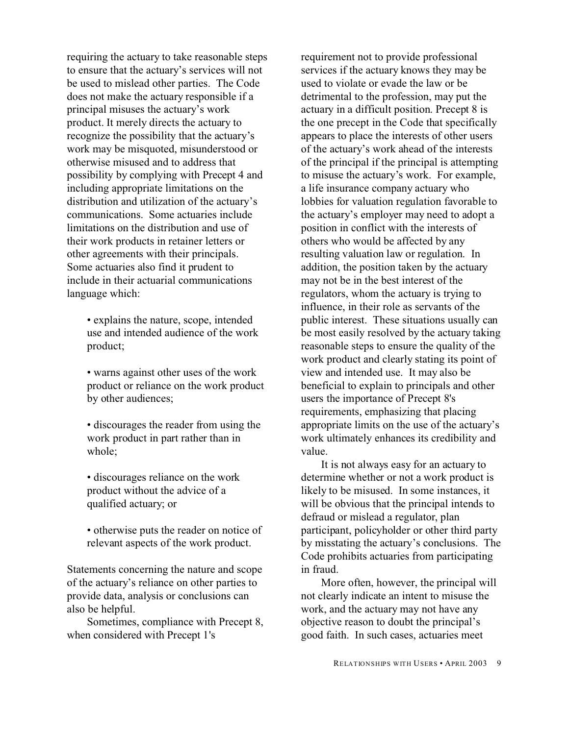requiring the actuary to take reasonable steps to ensure that the actuary's services will not be used to mislead other parties. The Code does not make the actuary responsible if a principal misuses the actuary's work product. It merely directs the actuary to recognize the possibility that the actuary's work may be misquoted, misunderstood or otherwise misused and to address that possibility by complying with Precept 4 and including appropriate limitations on the distribution and utilization of the actuary's communications. Some actuaries include limitations on the distribution and use of their work products in retainer letters or other agreements with their principals. Some actuaries also find it prudent to include in their actuarial communications language which:

- explains the nature, scope, intended use and intended audience of the work product;
- warns against other uses of the work product or reliance on the work product by other audiences;
- discourages the reader from using the work product in part rather than in whole;
- discourages reliance on the work product without the advice of a qualified actuary; or
- otherwise puts the reader on notice of relevant aspects of the work product.

Statements concerning the nature and scope of the actuary's reliance on other parties to provide data, analysis or conclusions can also be helpful.

Sometimes, compliance with Precept 8, when considered with Precept 1's requirement not to provide professional services if the actuary knows they may be used to violate or evade the law or be detrimental to the profession, may put the actuary in a difficult position. Precept 8 is the one precept in the Code that specifically appears to place the interests of other users of the actuary's work ahead of the interests of the principal if the principal is attempting to misuse the actuary's work. For example, a life insurance company actuary who lobbies for valuation regulation favorable to the actuary's employer may need to adopt a position in conflict with the interests of others who would be affected by any resulting valuation law or regulation. In addition, the position taken by the actuary may not be in the best interest of the regulators, whom the actuary is trying to influence, in their role as servants of the public interest. These situations usually can be most easily resolved by the actuary taking reasonable steps to ensure the quality of the work product and clearly stating its point of view and intended use. It may also be beneficial to explain to principals and other users the importance of Precept 8's requirements, emphasizing that placing appropriate limits on the use of the actuary's work ultimately enhances its credibility and value.

It is not always easy for an actuary to determine whether or not a work product is likely to be misused. In some instances, it will be obvious that the principal intends to defraud or mislead a regulator, plan participant, policyholder or other third party by misstating the actuary's conclusions. The Code prohibits actuaries from participating in fraud.

More often, however, the principal will not clearly indicate an intent to misuse the work, and the actuary may not have any objective reason to doubt the principal's good faith. In such cases, actuaries meet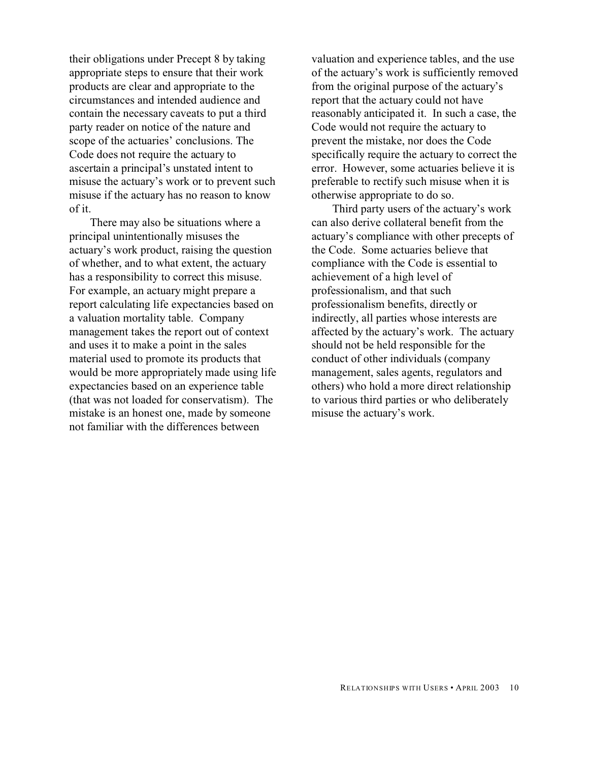their obligations under Precept 8 by taking appropriate steps to ensure that their work products are clear and appropriate to the circumstances and intended audience and contain the necessary caveats to put a third party reader on notice of the nature and scope of the actuaries' conclusions. The Code does not require the actuary to ascertain a principal's unstated intent to misuse the actuary's work or to prevent such misuse if the actuary has no reason to know of it.

There may also be situations where a principal unintentionally misuses the actuary's work product, raising the question of whether, and to what extent, the actuary has a responsibility to correct this misuse. For example, an actuary might prepare a report calculating life expectancies based on a valuation mortality table. Company management takes the report out of context and uses it to make a point in the sales material used to promote its products that would be more appropriately made using life expectancies based on an experience table (that was not loaded for conservatism). The mistake is an honest one, made by someone not familiar with the differences between valuation and experience tables, and the use of the actuary's work is sufficiently removed from the original purpose of the actuary's report that the actuary could not have reasonably anticipated it. In such a case, the Code would not require the actuary to prevent the mistake, nor does the Code specifically require the actuary to correct the error. However, some actuaries believe it is preferable to rectify such misuse when it is otherwise appropriate to do so.

Third party users of the actuary's work can also derive collateral benefit from the actuary's compliance with other precepts of the Code. Some actuaries believe that compliance with the Code is essential to achievement of a high level of professionalism, and that such professionalism benefits, directly or indirectly, all parties whose interests are affected by the actuary's work. The actuary should not be held responsible for the conduct of other individuals (company management, sales agents, regulators and others) who hold a more direct relationship to various third parties or who deliberately misuse the actuary's work.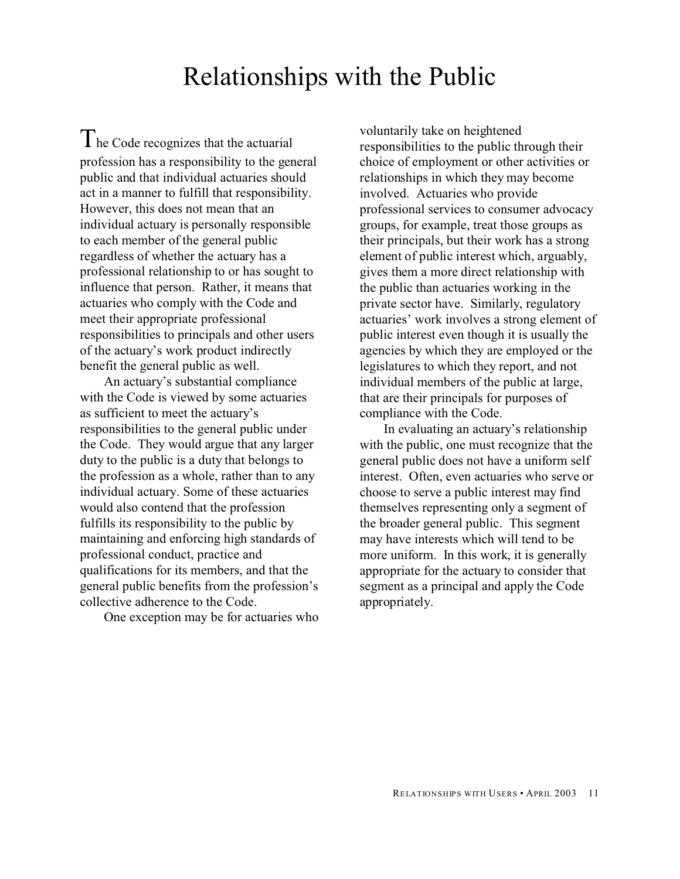# Relationships with the Public

The Code recognizes that the actuarial profession has a responsibility to the general public and that individual actuaries should act in a manner to fulfill that responsibility. However, this does not mean that an individual actuary is personally responsible to each member of the general public regardless of whether the actuary has a professional relationship to or has sought to influence that person. Rather, it means that actuaries who comply with the Code and meet their appropriate professional responsibilities to principals and other users of the actuary's work product indirectly benefit the general public as well.

An actuary's substantial compliance with the Code is viewed by some actuaries as sufficient to meet the actuary's responsibilities to the general public under the Code. They would argue that any larger duty to the public is a duty that belongs to the profession as a whole, rather than to any individual actuary. Some of these actuaries would also contend that the profession fulfills its responsibility to the public by maintaining and enforcing high standards of professional conduct, practice and qualifications for its members, and that the general public benefits from the profession's collective adherence to the Code.

One exception may be for actuaries who voluntarily take on heightened responsibilities to the public through their choice of employment or other activities or relationships in which they may become involved. Actuaries who provide professional services to consumer advocacy groups, for example, treat those groups as their principals, but their work has a strong element of public interest which, arguably, gives them a more direct relationship with the public than actuaries working in the private sector have. Similarly, regulatory actuaries' work involves a strong element of public interest even though it is usually the agencies by which they are employed or the legislatures to which they report, and not individual members of the public at large, that are their principals for purposes of compliance with the Code.

In evaluating an actuary's relationship with the public, one must recognize that the general public does not have a uniform self interest. Often, even actuaries who serve or choose to serve a public interest may find themselves representing only a segment of the broader general public. This segment may have interests which will tend to be more uniform. In this work, it is generally appropriate for the actuary to consider that segment as a principal and apply the Code appropriately.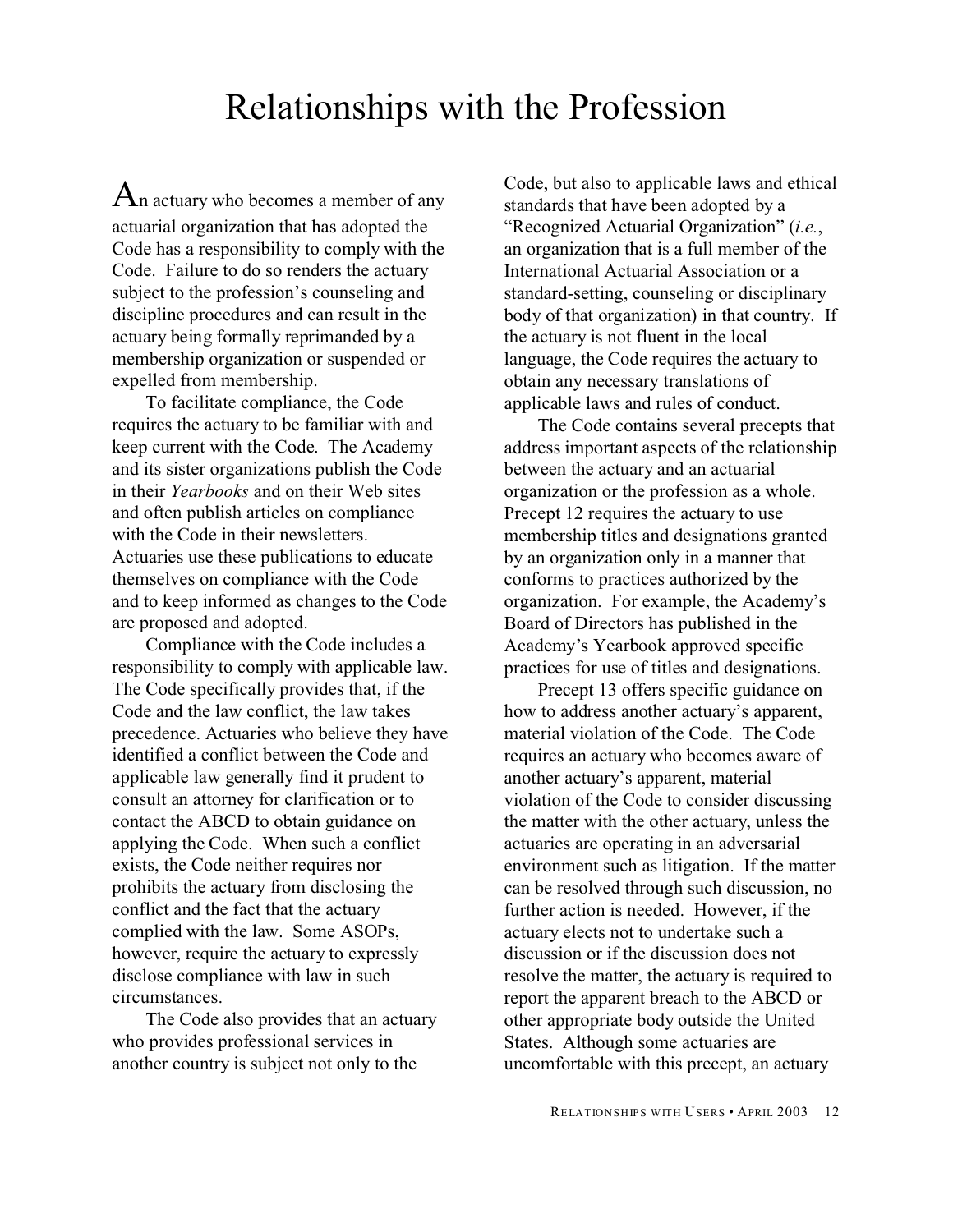# Relationships with the Profession

An actuary who becomes a member of any actuarial organization that has adopted the Code has a responsibility to comply with the Code. Failure to do so renders the actuary subject to the profession's counseling and discipline procedures and can result in the actuary being formally reprimanded by a membership organization or suspended or expelled from membership.

To facilitate compliance, the Code requires the actuary to be familiar with and keep current with the Code. The Academy and its sister organizations publish the Code in their *Yearbooks* and on their Web sites and often publish articles on compliance with the Code in their newsletters. Actuaries use these publications to educate themselves on compliance with the Code and to keep informed as changes to the Code are proposed and adopted.

Compliance with the Code includes a responsibility to comply with applicable law. The Code specifically provides that, if the Code and the law conflict, the law takes precedence. Actuaries who believe they have identified a conflict between the Code and applicable law generally find it prudent to consult an attorney for clarification or to contact the ABCD to obtain guidance on applying the Code. When such a conflict exists, the Code neither requires nor prohibits the actuary from disclosing the conflict and the fact that the actuary complied with the law. Some ASOPs, however, require the actuary to expressly disclose compliance with law in such circumstances.

The Code also provides that an actuary who provides professional services in another country is subject not only to the Code, but also to applicable laws and ethical standards that have been adopted by a "Recognized Actuarial Organization" (*i.e.*, an organization that is a full member of the International Actuarial Association or a standard-setting, counseling or disciplinary body of that organization) in that country. If the actuary is not fluent in the local language, the Code requires the actuary to obtain any necessary translations of applicable laws and rules of conduct.

The Code contains several precepts that address important aspects of the relationship between the actuary and an actuarial organization or the profession as a whole. Precept 12 requires the actuary to use membership titles and designations granted by an organization only in a manner that conforms to practices authorized by the organization. For example, the Academy's Board of Directors has published in the Academy's Yearbook approved specific practices for use of titles and designations.

Precept 13 offers specific guidance on how to address another actuary's apparent, material violation of the Code. The Code requires an actuary who becomes aware of another actuary's apparent, material violation of the Code to consider discussing the matter with the other actuary, unless the actuaries are operating in an adversarial environment such as litigation. If the matter can be resolved through such discussion, no further action is needed. However, if the actuary elects not to undertake such a discussion or if the discussion does not resolve the matter, the actuary is required to report the apparent breach to the ABCD or other appropriate body outside the United States. Although some actuaries are uncomfortable with this precept, an actuary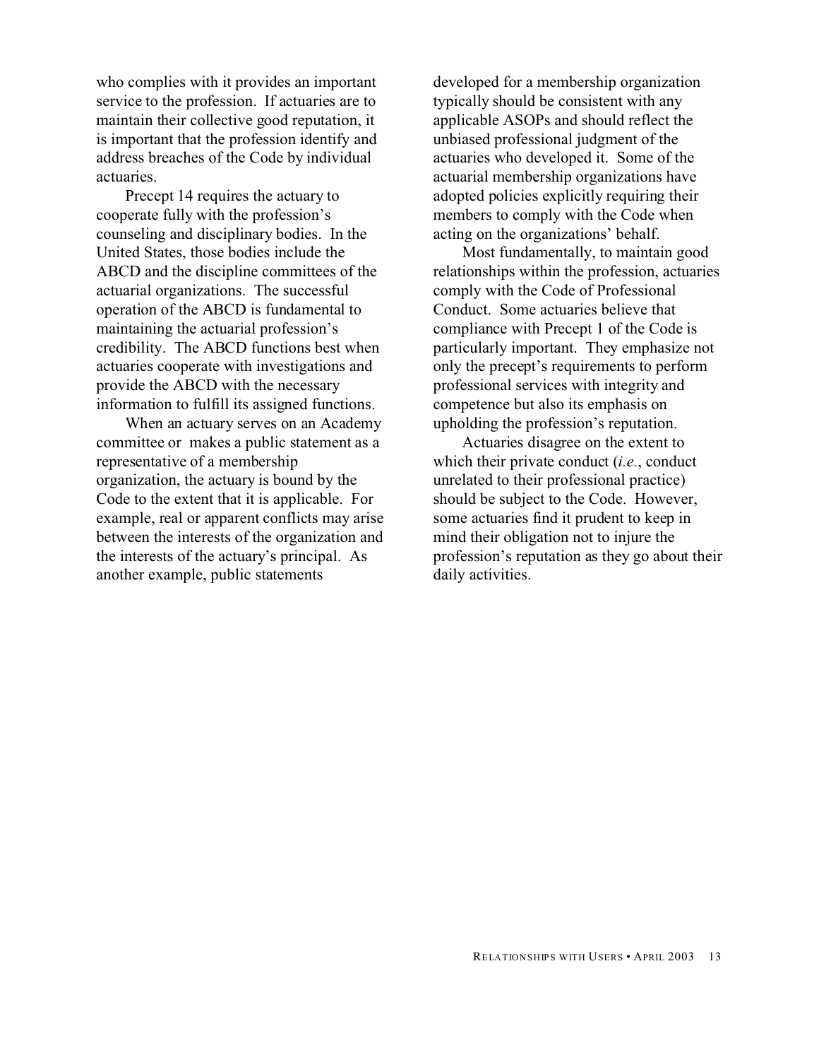who complies with it provides an important service to the profession. If actuaries are to maintain their collective good reputation, it is important that the profession identify and address breaches of the Code by individual actuaries.

Precept 14 requires the actuary to cooperate fully with the profession's counseling and disciplinary bodies. In the United States, those bodies include the ABCD and the discipline committees of the actuarial organizations. The successful operation of the ABCD is fundamental to maintaining the actuarial profession's credibility. The ABCD functions best when actuaries cooperate with investigations and provide the ABCD with the necessary information to fulfill its assigned functions.

When an actuary serves on an Academy committee or makes a public statement as a representative of a membership organization, the actuary is bound by the Code to the extent that it is applicable. For example, real or apparent conflicts may arise between the interests of the organization and the interests of the actuary's principal. As another example, public statements developed for a membership organization typically should be consistent with any applicable ASOPs and should reflect the unbiased professional judgment of the actuaries who developed it. Some of the actuarial membership organizations have adopted policies explicitly requiring their members to comply with the Code when acting on the organizations' behalf.

Most fundamentally, to maintain good relationships within the profession, actuaries comply with the Code of Professional Conduct. Some actuaries believe that compliance with Precept 1 of the Code is particularly important. They emphasize not only the precept's requirements to perform professional services with integrity and competence but also its emphasis on upholding the profession's reputation.

Actuaries disagree on the extent to which their private conduct (*i.e.*, conduct unrelated to their professional practice) should be subject to the Code. However, some actuaries find it prudent to keep in mind their obligation not to injure the profession's reputation as they go about their daily activities.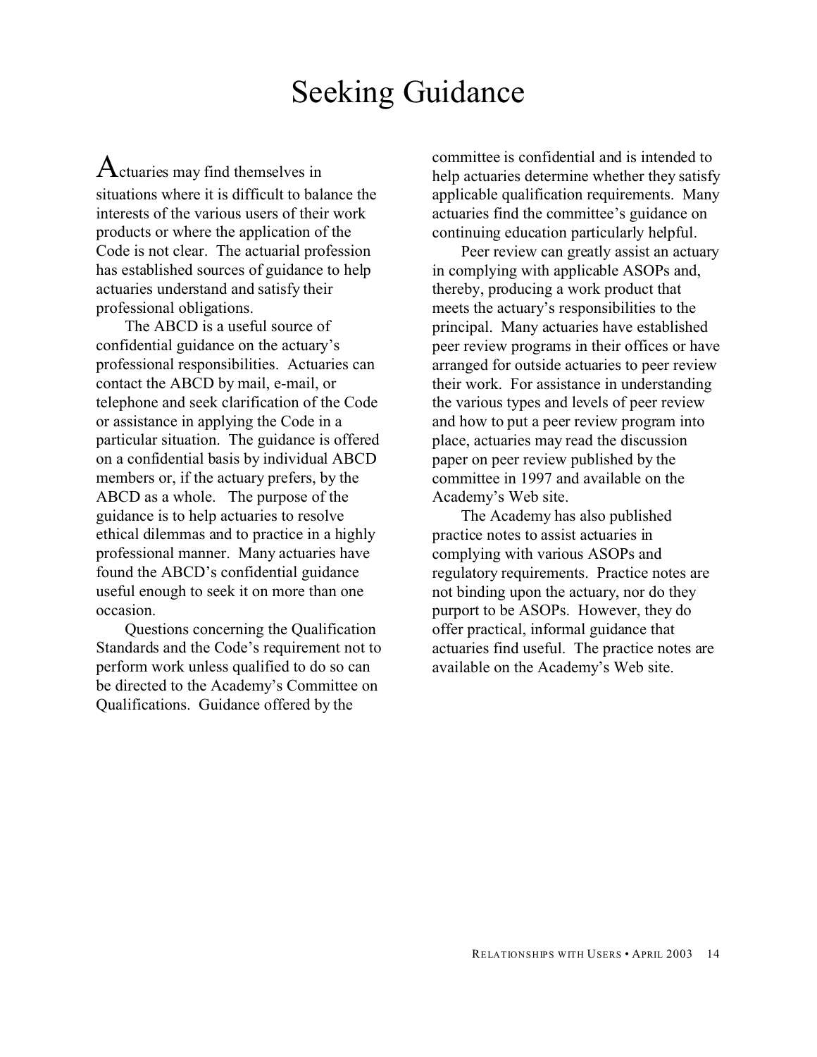# Seeking Guidance

Actuaries may find themselves in situations where it is difficult to balance the interests of the various users of their work products or where the application of the Code is not clear. The actuarial profession has established sources of guidance to help actuaries understand and satisfy their professional obligations.

The ABCD is a useful source of confidential guidance on the actuary's professional responsibilities. Actuaries can contact the ABCD by mail, e-mail, or telephone and seek clarification of the Code or assistance in applying the Code in a particular situation. The guidance is offered on a confidential basis by individual ABCD members or, if the actuary prefers, by the ABCD as a whole. The purpose of the guidance is to help actuaries to resolve ethical dilemmas and to practice in a highly professional manner. Many actuaries have found the ABCD's confidential guidance useful enough to seek it on more than one occasion.

Questions concerning the Qualification Standards and the Code's requirement not to perform work unless qualified to do so can be directed to the Academy's Committee on Qualifications. Guidance offered by the committee is confidential and is intended to help actuaries determine whether they satisfy applicable qualification requirements. Many actuaries find the committee's guidance on continuing education particularly helpful.

Peer review can greatly assist an actuary in complying with applicable ASOPs and, thereby, producing a work product that meets the actuary's responsibilities to the principal. Many actuaries have established peer review programs in their offices or have arranged for outside actuaries to peer review their work. For assistance in understanding the various types and levels of peer review and how to put a peer review program into place, actuaries may read the discussion paper on peer review published by the committee in 1997 and available on the Academy's Web site.

The Academy has also published practice notes to assist actuaries in complying with various ASOPs and regulatory requirements. Practice notes are not binding upon the actuary, nor do they purport to be ASOPs. However, they do offer practical, informal guidance that actuaries find useful. The practice notes are available on the Academy's Web site.